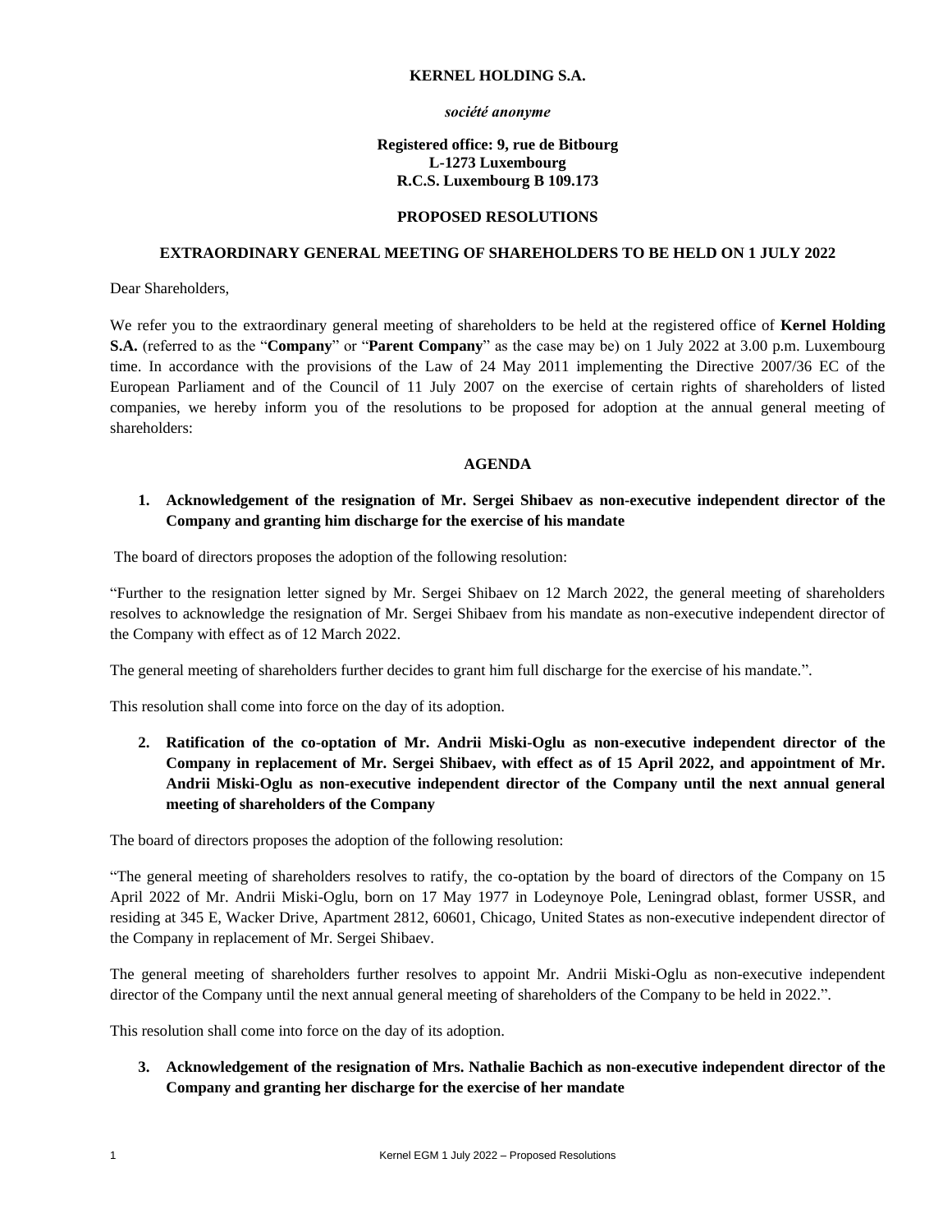**KERNEL HOLDING S.A.**

***société anonyme***

**Registered office: 9, rue de Bitbourg**
**L-1273 Luxembourg**
**R.C.S. Luxembourg B 109.173**

**PROPOSED RESOLUTIONS**

**EXTRAORDINARY GENERAL MEETING OF SHAREHOLDERS TO BE HELD ON 1 JULY 2022**

Dear Shareholders,

We refer you to the extraordinary general meeting of shareholders to be held at the registered office of **Kernel Holding S.A.** (referred to as the "**Company**" or "**Parent Company**" as the case may be) on 1 July 2022 at 3.00 p.m. Luxembourg time. In accordance with the provisions of the Law of 24 May 2011 implementing the Directive 2007/36 EC of the European Parliament and of the Council of 11 July 2007 on the exercise of certain rights of shareholders of listed companies, we hereby inform you of the resolutions to be proposed for adoption at the annual general meeting of shareholders:

**AGENDA**

1. **Acknowledgement of the resignation of Mr. Sergei Shibaev as non-executive independent director of the Company and granting him discharge for the exercise of his mandate**

The board of directors proposes the adoption of the following resolution:

"Further to the resignation letter signed by Mr. Sergei Shibaev on 12 March 2022, the general meeting of shareholders resolves to acknowledge the resignation of Mr. Sergei Shibaev from his mandate as non-executive independent director of the Company with effect as of 12 March 2022.

The general meeting of shareholders further decides to grant him full discharge for the exercise of his mandate.".

This resolution shall come into force on the day of its adoption.

2. **Ratification of the co-optation of Mr. Andrii Miski-Oglu as non-executive independent director of the Company in replacement of Mr. Sergei Shibaev, with effect as of 15 April 2022, and appointment of Mr. Andrii Miski-Oglu as non-executive independent director of the Company until the next annual general meeting of shareholders of the Company**

The board of directors proposes the adoption of the following resolution:

"The general meeting of shareholders resolves to ratify, the co-optation by the board of directors of the Company on 15 April 2022 of Mr. Andrii Miski-Oglu, born on 17 May 1977 in Lodeynoye Pole, Leningrad oblast, former USSR, and residing at 345 E, Wacker Drive, Apartment 2812, 60601, Chicago, United States as non-executive independent director of the Company in replacement of Mr. Sergei Shibaev.

The general meeting of shareholders further resolves to appoint Mr. Andrii Miski-Oglu as non-executive independent director of the Company until the next annual general meeting of shareholders of the Company to be held in 2022.".

This resolution shall come into force on the day of its adoption.

3. **Acknowledgement of the resignation of Mrs. Nathalie Bachich as non-executive independent director of the Company and granting her discharge for the exercise of her mandate**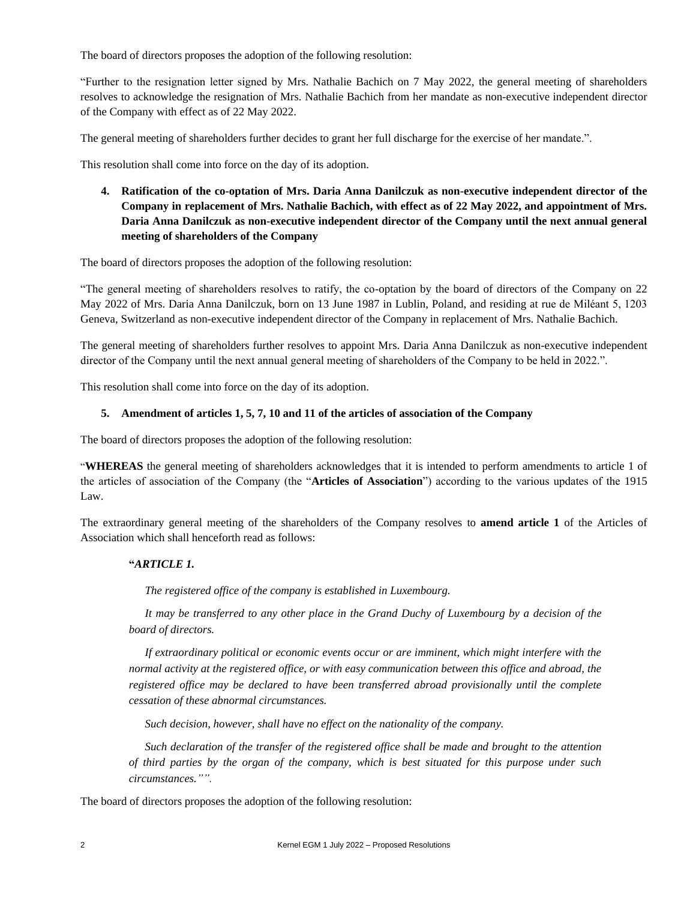The board of directors proposes the adoption of the following resolution:

"Further to the resignation letter signed by Mrs. Nathalie Bachich on 7 May 2022, the general meeting of shareholders resolves to acknowledge the resignation of Mrs. Nathalie Bachich from her mandate as non-executive independent director of the Company with effect as of 22 May 2022.

The general meeting of shareholders further decides to grant her full discharge for the exercise of her mandate.".

This resolution shall come into force on the day of its adoption.

4. **Ratification of the co-optation of Mrs. Daria Anna Danilczuk as non-executive independent director of the Company in replacement of Mrs. Nathalie Bachich, with effect as of 22 May 2022, and appointment of Mrs. Daria Anna Danilczuk as non-executive independent director of the Company until the next annual general meeting of shareholders of the Company**

The board of directors proposes the adoption of the following resolution:

"The general meeting of shareholders resolves to ratify, the co-optation by the board of directors of the Company on 22 May 2022 of Mrs. Daria Anna Danilczuk, born on 13 June 1987 in Lublin, Poland, and residing at rue de Miléant 5, 1203 Geneva, Switzerland as non-executive independent director of the Company in replacement of Mrs. Nathalie Bachich.

The general meeting of shareholders further resolves to appoint Mrs. Daria Anna Danilczuk as non-executive independent director of the Company until the next annual general meeting of shareholders of the Company to be held in 2022.".

This resolution shall come into force on the day of its adoption.

5. **Amendment of articles 1, 5, 7, 10 and 11 of the articles of association of the Company**

The board of directors proposes the adoption of the following resolution:

"**WHEREAS** the general meeting of shareholders acknowledges that it is intended to perform amendments to article 1 of the articles of association of the Company (the "**Articles of Association**") according to the various updates of the 1915 Law.

The extraordinary general meeting of the shareholders of the Company resolves to **amend article 1** of the Articles of Association which shall henceforth read as follows:

> **"*ARTICLE 1.***
>
> *The registered office of the company is established in Luxembourg.*
>
> *It may be transferred to any other place in the Grand Duchy of Luxembourg by a decision of the board of directors.*
>
> *If extraordinary political or economic events occur or are imminent, which might interfere with the normal activity at the registered office, or with easy communication between this office and abroad, the registered office may be declared to have been transferred abroad provisionally until the complete cessation of these abnormal circumstances.*
>
> *Such decision, however, shall have no effect on the nationality of the company.*
>
> *Such declaration of the transfer of the registered office shall be made and brought to the attention of third parties by the organ of the company, which is best situated for this purpose under such circumstances."".*

The board of directors proposes the adoption of the following resolution: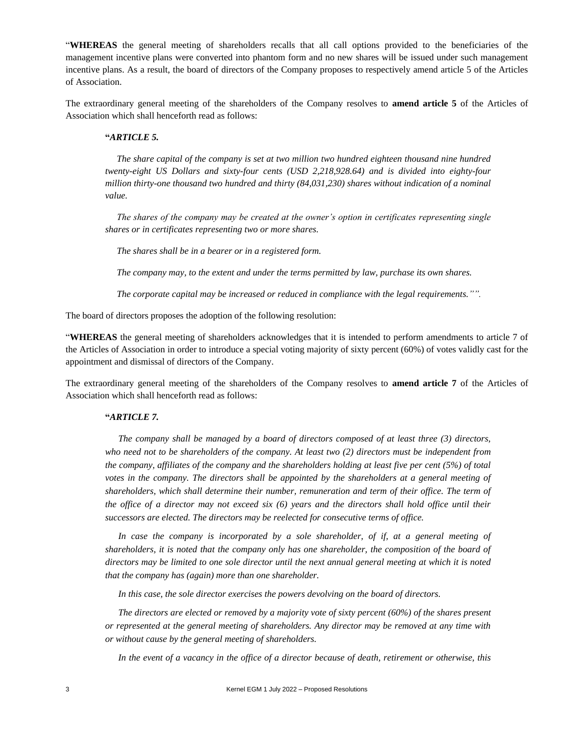"**WHEREAS** the general meeting of shareholders recalls that all call options provided to the beneficiaries of the management incentive plans were converted into phantom form and no new shares will be issued under such management incentive plans. As a result, the board of directors of the Company proposes to respectively amend article 5 of the Articles of Association.

The extraordinary general meeting of the shareholders of the Company resolves to **amend article 5** of the Articles of Association which shall henceforth read as follows:

> **"*ARTICLE 5.***
>
> *The share capital of the company is set at two million two hundred eighteen thousand nine hundred twenty-eight US Dollars and sixty-four cents (USD 2,218,928.64) and is divided into eighty-four million thirty-one thousand two hundred and thirty (84,031,230) shares without indication of a nominal value.*
>
> *The shares of the company may be created at the owner's option in certificates representing single shares or in certificates representing two or more shares.*
>
> *The shares shall be in a bearer or in a registered form.*
>
> *The company may, to the extent and under the terms permitted by law, purchase its own shares.*
>
> *The corporate capital may be increased or reduced in compliance with the legal requirements."".*

The board of directors proposes the adoption of the following resolution:

"**WHEREAS** the general meeting of shareholders acknowledges that it is intended to perform amendments to article 7 of the Articles of Association in order to introduce a special voting majority of sixty percent (60%) of votes validly cast for the appointment and dismissal of directors of the Company.

The extraordinary general meeting of the shareholders of the Company resolves to **amend article 7** of the Articles of Association which shall henceforth read as follows:

> **"*ARTICLE 7.***
>
> *The company shall be managed by a board of directors composed of at least three (3) directors, who need not to be shareholders of the company. At least two (2) directors must be independent from the company, affiliates of the company and the shareholders holding at least five per cent (5%) of total votes in the company. The directors shall be appointed by the shareholders at a general meeting of shareholders, which shall determine their number, remuneration and term of their office. The term of the office of a director may not exceed six (6) years and the directors shall hold office until their successors are elected. The directors may be reelected for consecutive terms of office.*
>
> *In case the company is incorporated by a sole shareholder, of if, at a general meeting of shareholders, it is noted that the company only has one shareholder, the composition of the board of directors may be limited to one sole director until the next annual general meeting at which it is noted that the company has (again) more than one shareholder.*
>
> *In this case, the sole director exercises the powers devolving on the board of directors.*
>
> *The directors are elected or removed by a majority vote of sixty percent (60%) of the shares present or represented at the general meeting of shareholders. Any director may be removed at any time with or without cause by the general meeting of shareholders.*
>
> *In the event of a vacancy in the office of a director because of death, retirement or otherwise, this*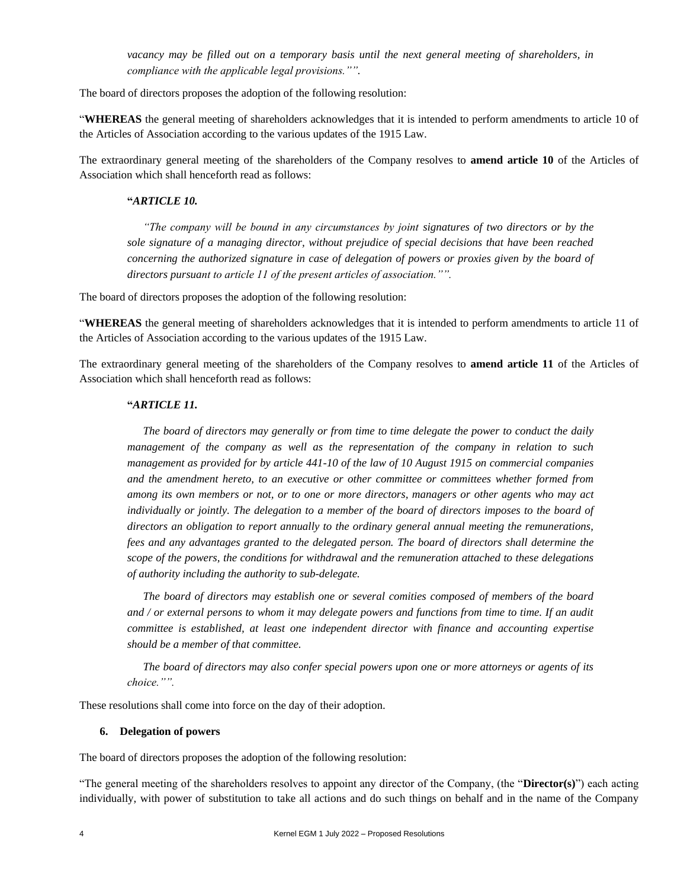*vacancy may be filled out on a temporary basis until the next general meeting of shareholders, in compliance with the applicable legal provisions."".*

The board of directors proposes the adoption of the following resolution:

"**WHEREAS** the general meeting of shareholders acknowledges that it is intended to perform amendments to article 10 of the Articles of Association according to the various updates of the 1915 Law.

The extraordinary general meeting of the shareholders of the Company resolves to **amend article 10** of the Articles of Association which shall henceforth read as follows:

> **"*ARTICLE 10.***
>
> *"The company will be bound in any circumstances by joint signatures of two directors or by the sole signature of a managing director, without prejudice of special decisions that have been reached concerning the authorized signature in case of delegation of powers or proxies given by the board of directors pursuant to article 11 of the present articles of association."".*

The board of directors proposes the adoption of the following resolution:

"**WHEREAS** the general meeting of shareholders acknowledges that it is intended to perform amendments to article 11 of the Articles of Association according to the various updates of the 1915 Law.

The extraordinary general meeting of the shareholders of the Company resolves to **amend article 11** of the Articles of Association which shall henceforth read as follows:

> **"*ARTICLE 11.***
>
> *The board of directors may generally or from time to time delegate the power to conduct the daily management of the company as well as the representation of the company in relation to such management as provided for by article 441-10 of the law of 10 August 1915 on commercial companies and the amendment hereto, to an executive or other committee or committees whether formed from among its own members or not, or to one or more directors, managers or other agents who may act individually or jointly. The delegation to a member of the board of directors imposes to the board of directors an obligation to report annually to the ordinary general annual meeting the remunerations, fees and any advantages granted to the delegated person. The board of directors shall determine the scope of the powers, the conditions for withdrawal and the remuneration attached to these delegations of authority including the authority to sub-delegate.*
>
> *The board of directors may establish one or several comities composed of members of the board and / or external persons to whom it may delegate powers and functions from time to time. If an audit committee is established, at least one independent director with finance and accounting expertise should be a member of that committee.*
>
> *The board of directors may also confer special powers upon one or more attorneys or agents of its choice."".*

These resolutions shall come into force on the day of their adoption.

### 6. Delegation of powers

The board of directors proposes the adoption of the following resolution:

"The general meeting of the shareholders resolves to appoint any director of the Company, (the "**Director(s)**") each acting individually, with power of substitution to take all actions and do such things on behalf and in the name of the Company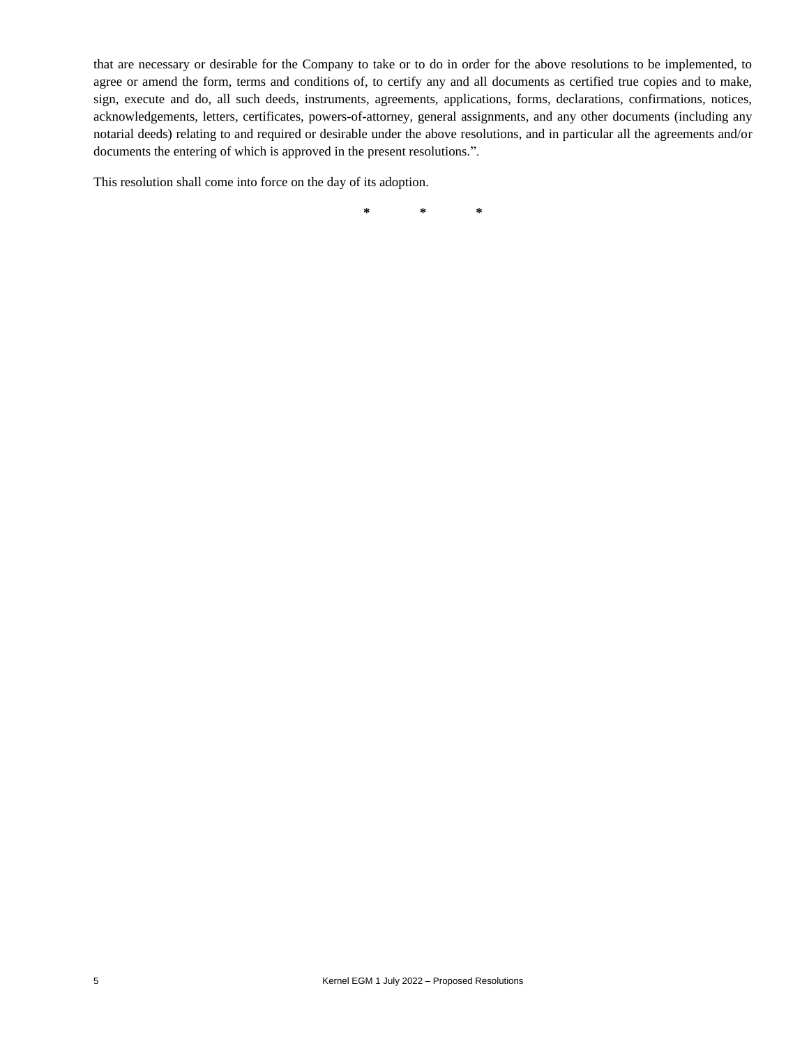that are necessary or desirable for the Company to take or to do in order for the above resolutions to be implemented, to agree or amend the form, terms and conditions of, to certify any and all documents as certified true copies and to make, sign, execute and do, all such deeds, instruments, agreements, applications, forms, declarations, confirmations, notices, acknowledgements, letters, certificates, powers-of-attorney, general assignments, and any other documents (including any notarial deeds) relating to and required or desirable under the above resolutions, and in particular all the agreements and/or documents the entering of which is approved in the present resolutions.".

This resolution shall come into force on the day of its adoption.

\* \* \*